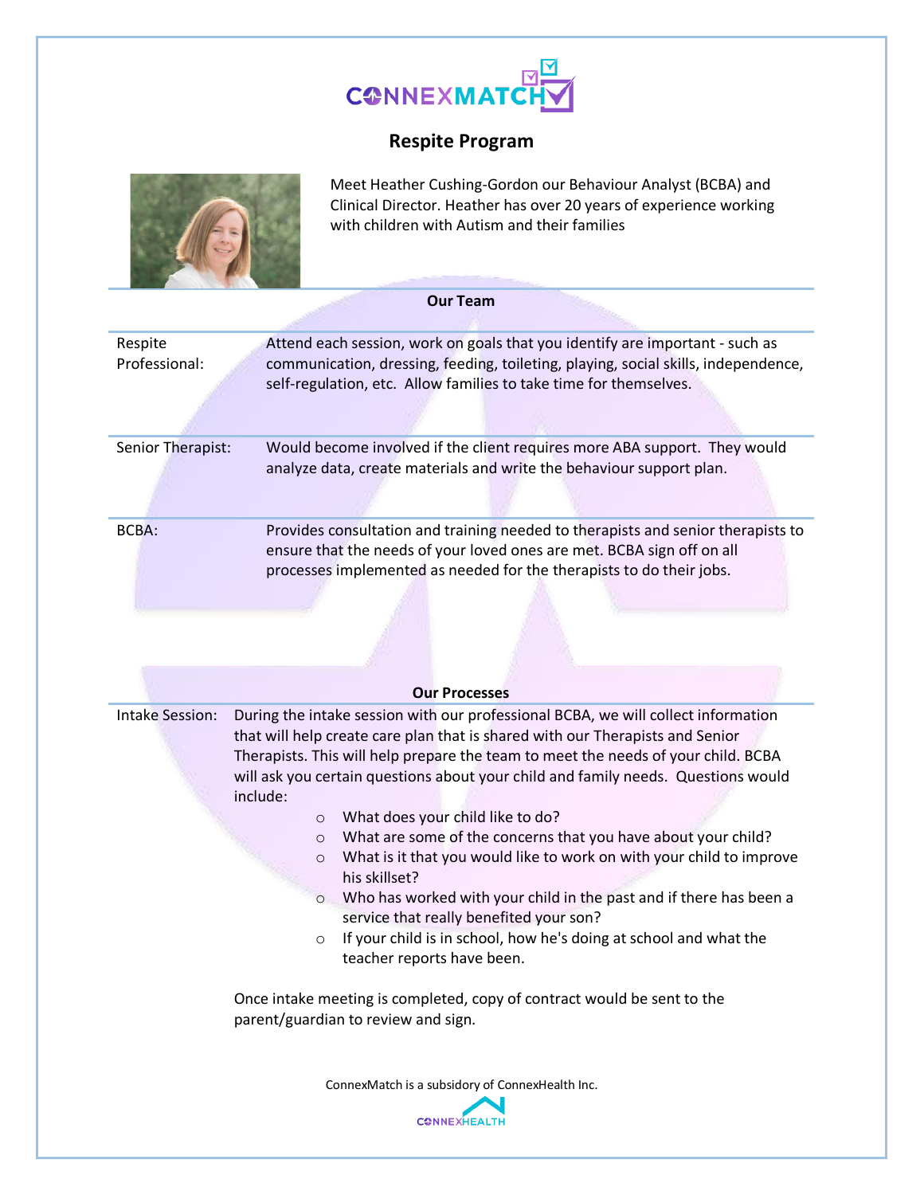# CONNEXMATCH

## Respite Program

Meet Heather Cushing-Gordon our Behaviour Analyst (BCBA) and Clinical Director. Heather has over 20 years of experience working with children with Autism and their families

### Our Team

| | |
|---|---|
| Respite Professional: | Attend each session, work on goals that you identify are important - such as communication, dressing, feeding, toileting, playing, social skills, independence, self-regulation, etc. Allow families to take time for themselves. |
| Senior Therapist: | Would become involved if the client requires more ABA support. They would analyze data, create materials and write the behaviour support plan. |
| BCBA: | Provides consultation and training needed to therapists and senior therapists to ensure that the needs of your loved ones are met. BCBA sign off on all processes implemented as needed for the therapists to do their jobs. |

### Our Processes

**Intake Session:** During the intake session with our professional BCBA, we will collect information that will help create care plan that is shared with our Therapists and Senior Therapists. This will help prepare the team to meet the needs of your child. BCBA will ask you certain questions about your child and family needs. Questions would include:

- What does your child like to do?
- What are some of the concerns that you have about your child?
- What is it that you would like to work on with your child to improve his skillset?
- Who has worked with your child in the past and if there has been a service that really benefited your son?
- If your child is in school, how he's doing at school and what the teacher reports have been.

Once intake meeting is completed, copy of contract would be sent to the parent/guardian to review and sign.

ConnexMatch is a subsidory of ConnexHealth Inc.

CONNEXHEALTH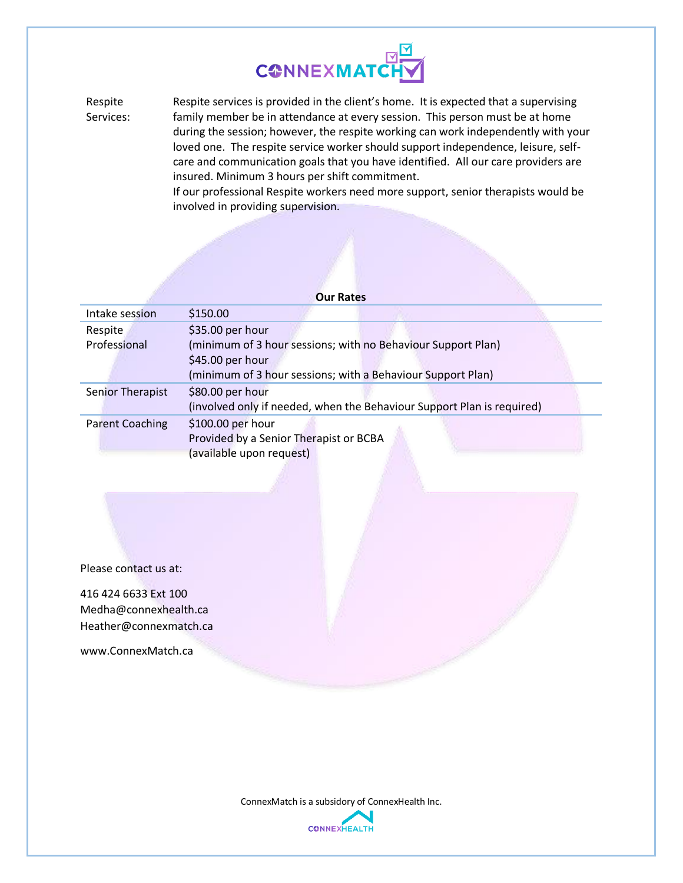**Respite Services:** Respite services is provided in the client's home. It is expected that a supervising family member be in attendance at every session. This person must be at home during the session; however, the respite working can work independently with your loved one. The respite service worker should support independence, leisure, self-care and communication goals that you have identified. All our care providers are insured. Minimum 3 hours per shift commitment.

If our professional Respite workers need more support, senior therapists would be involved in providing supervision.

**Our Rates**

| Service | Rate |
| --- | --- |
| Intake session | $150.00 |
| Respite Professional | $35.00 per hour<br>(minimum of 3 hour sessions; with no Behaviour Support Plan)<br>$45.00 per hour<br>(minimum of 3 hour sessions; with a Behaviour Support Plan) |
| Senior Therapist | $80.00 per hour<br>(involved only if needed, when the Behaviour Support Plan is required) |
| Parent Coaching | $100.00 per hour<br>Provided by a Senior Therapist or BCBA<br>(available upon request) |

Please contact us at:

416 424 6633 Ext 100
Medha@connexhealth.ca
Heather@connexmatch.ca

www.ConnexMatch.ca

ConnexMatch is a subsidory of ConnexHealth Inc.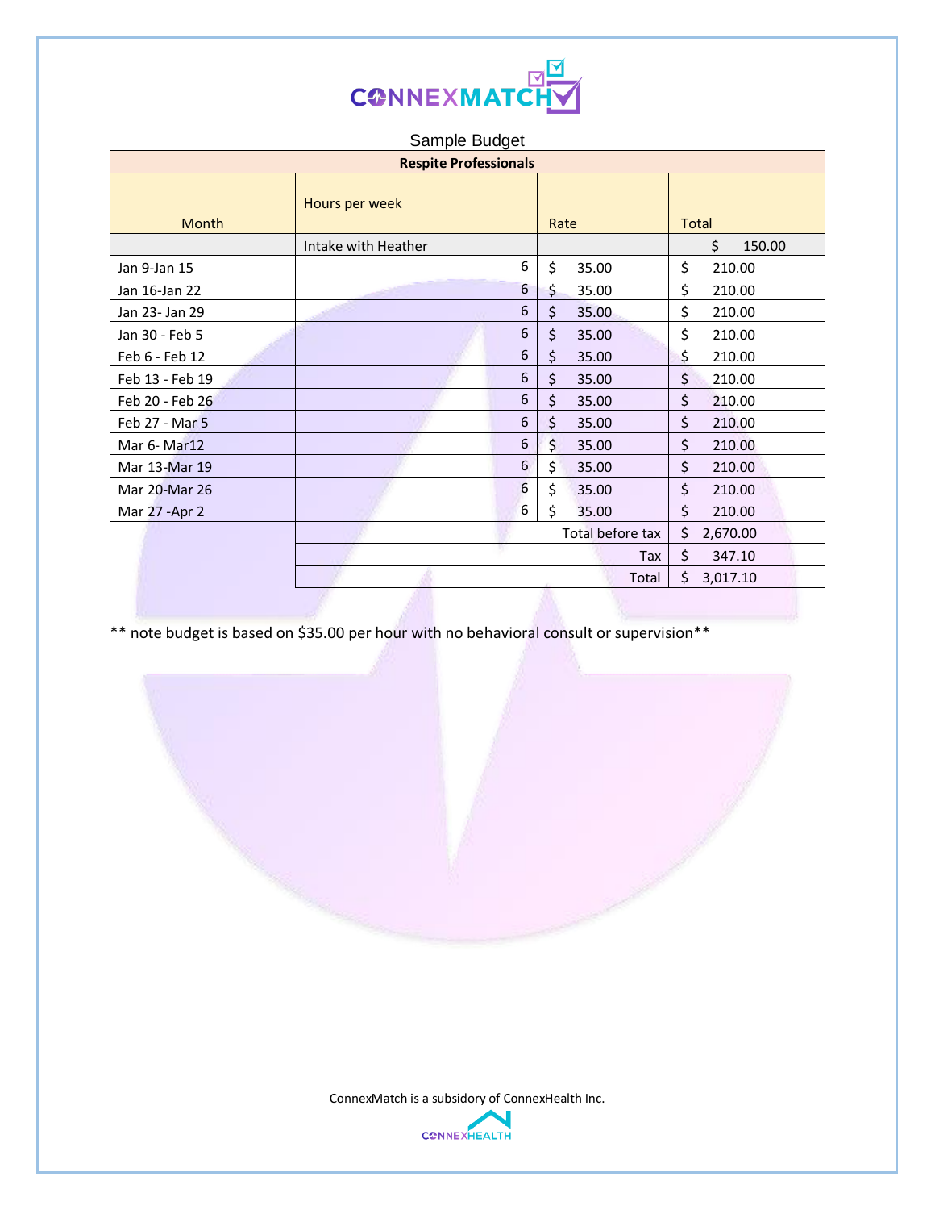CONNEXMATCH

Sample Budget

| Respite Professionals | | | |
|---|---|---|---|
| Month | Hours per week | Rate | Total |
| | Intake with Heather | | $ 150.00 |
| Jan 9-Jan 15 | 6 | $ 35.00 | $ 210.00 |
| Jan 16-Jan 22 | 6 | $ 35.00 | $ 210.00 |
| Jan 23- Jan 29 | 6 | $ 35.00 | $ 210.00 |
| Jan 30 - Feb 5 | 6 | $ 35.00 | $ 210.00 |
| Feb 6 - Feb 12 | 6 | $ 35.00 | $ 210.00 |
| Feb 13 - Feb 19 | 6 | $ 35.00 | $ 210.00 |
| Feb 20 - Feb 26 | 6 | $ 35.00 | $ 210.00 |
| Feb 27 - Mar 5 | 6 | $ 35.00 | $ 210.00 |
| Mar 6- Mar12 | 6 | $ 35.00 | $ 210.00 |
| Mar 13-Mar 19 | 6 | $ 35.00 | $ 210.00 |
| Mar 20-Mar 26 | 6 | $ 35.00 | $ 210.00 |
| Mar 27 -Apr 2 | 6 | $ 35.00 | $ 210.00 |
| | | Total before tax | $ 2,670.00 |
| | | Tax | $ 347.10 |
| | | Total | $ 3,017.10 |

** note budget is based on $35.00 per hour with no behavioral consult or supervision**

ConnexMatch is a subsidory of ConnexHealth Inc.

CONNEXHEALTH